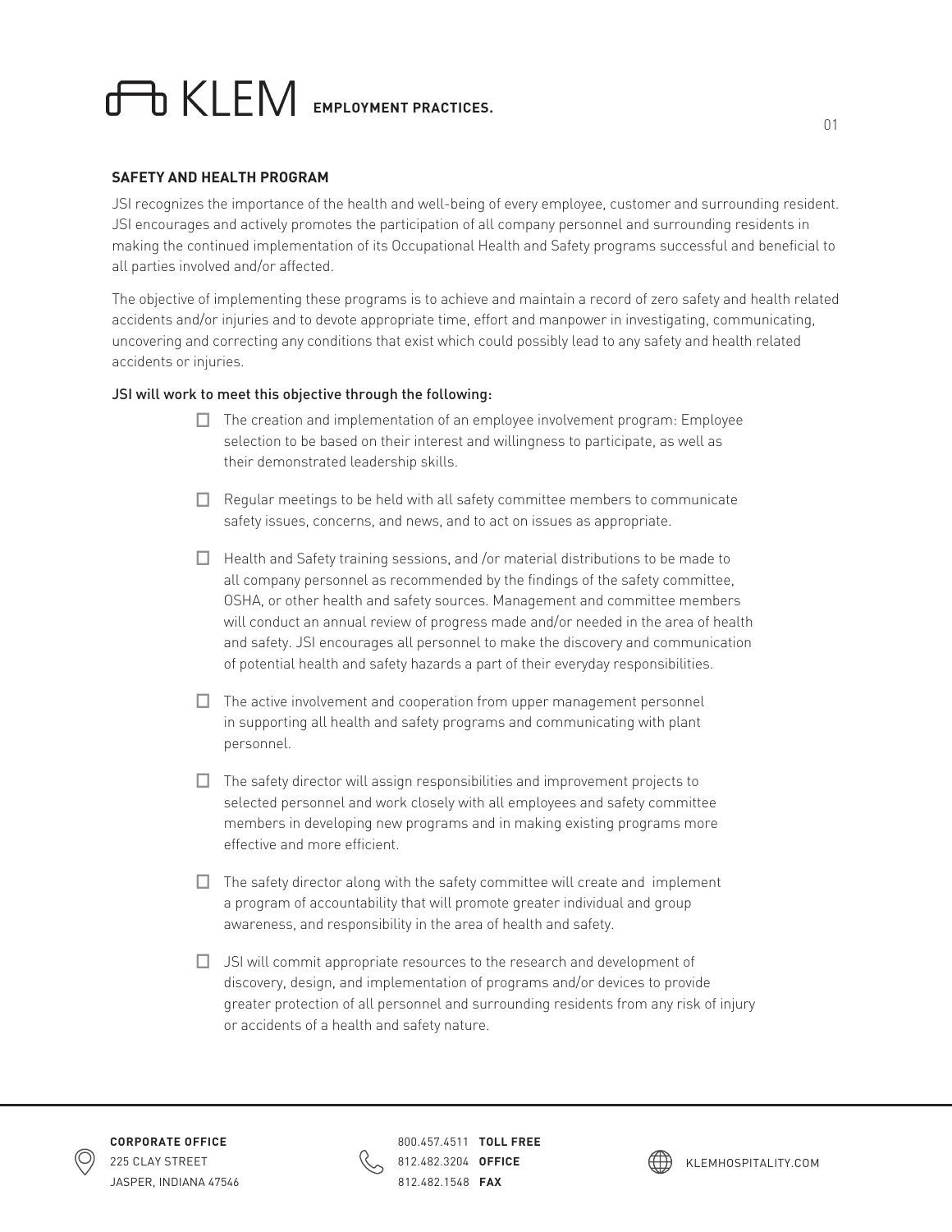# KLEM EMPLOYMENT PRACTICES.

## SAFETY AND HEALTH PROGRAM

JSI recognizes the importance of the health and well-being of every employee, customer and surrounding resident. JSI encourages and actively promotes the participation of all company personnel and surrounding residents in making the continued implementation of its Occupational Health and Safety programs successful and beneficial to all parties involved and/or affected.

The objective of implementing these programs is to achieve and maintain a record of zero safety and health related accidents and/or injuries and to devote appropriate time, effort and manpower in investigating, communicating, uncovering and correcting any conditions that exist which could possibly lead to any safety and health related accidents or injuries.

JSI will work to meet this objective through the following:

- [ ] The creation and implementation of an employee involvement program: Employee selection to be based on their interest and willingness to participate, as well as their demonstrated leadership skills.
- [ ] Regular meetings to be held with all safety committee members to communicate safety issues, concerns, and news, and to act on issues as appropriate.
- [ ] Health and Safety training sessions, and /or material distributions to be made to all company personnel as recommended by the findings of the safety committee, OSHA, or other health and safety sources. Management and committee members will conduct an annual review of progress made and/or needed in the area of health and safety. JSI encourages all personnel to make the discovery and communication of potential health and safety hazards a part of their everyday responsibilities.
- [ ] The active involvement and cooperation from upper management personnel in supporting all health and safety programs and communicating with plant personnel.
- [ ] The safety director will assign responsibilities and improvement projects to selected personnel and work closely with all employees and safety committee members in developing new programs and in making existing programs more effective and more efficient.
- [ ] The safety director along with the safety committee will create and implement a program of accountability that will promote greater individual and group awareness, and responsibility in the area of health and safety.
- [ ] JSI will commit appropriate resources to the research and development of discovery, design, and implementation of programs and/or devices to provide greater protection of all personnel and surrounding residents from any risk of injury or accidents of a health and safety nature.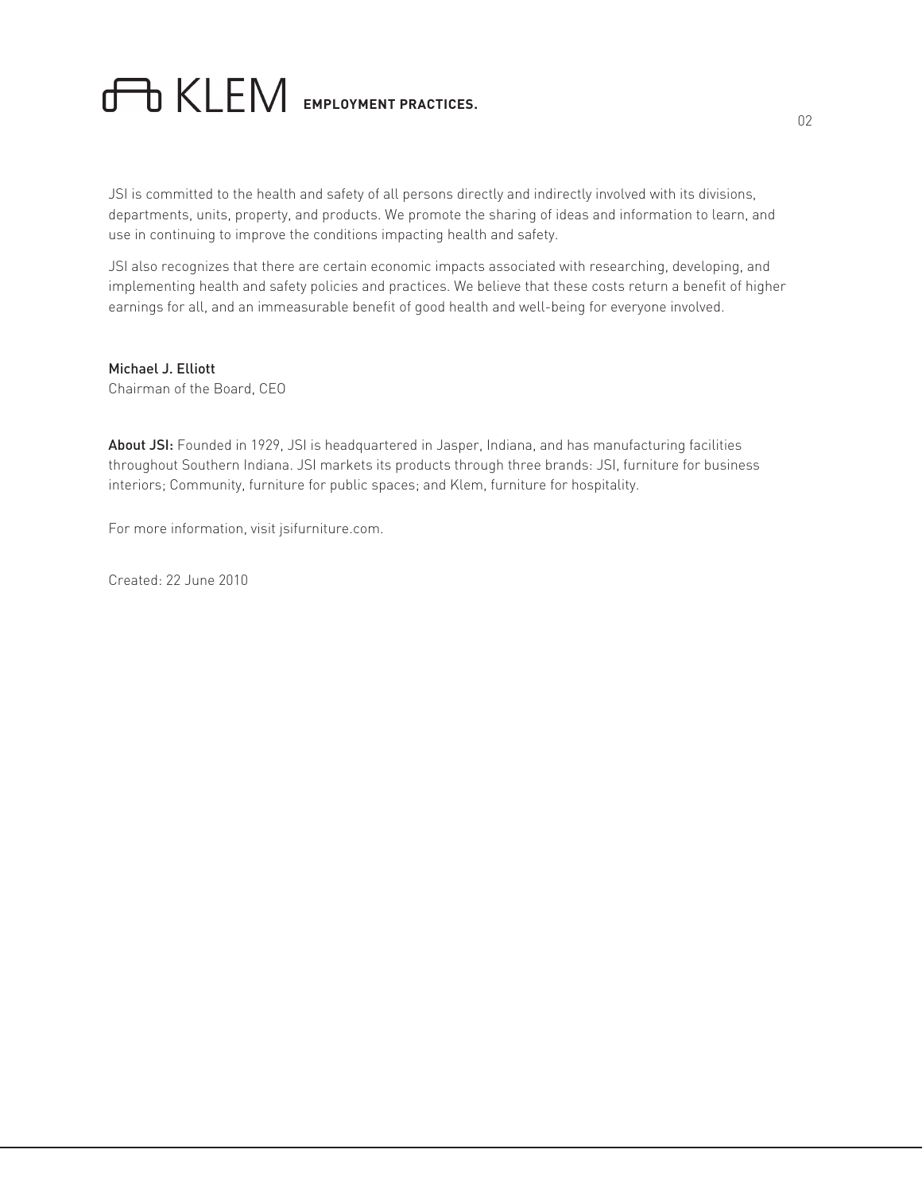JSI is committed to the health and safety of all persons directly and indirectly involved with its divisions, departments, units, property, and products. We promote the sharing of ideas and information to learn, and use in continuing to improve the conditions impacting health and safety.

JSI also recognizes that there are certain economic impacts associated with researching, developing, and implementing health and safety policies and practices. We believe that these costs return a benefit of higher earnings for all, and an immeasurable benefit of good health and well-being for everyone involved.

Michael J. Elliott
Chairman of the Board, CEO

About JSI: Founded in 1929, JSI is headquartered in Jasper, Indiana, and has manufacturing facilities throughout Southern Indiana. JSI markets its products through three brands: JSI, furniture for business interiors; Community, furniture for public spaces; and Klem, furniture for hospitality.

For more information, visit jsifurniture.com.

Created: 22 June 2010